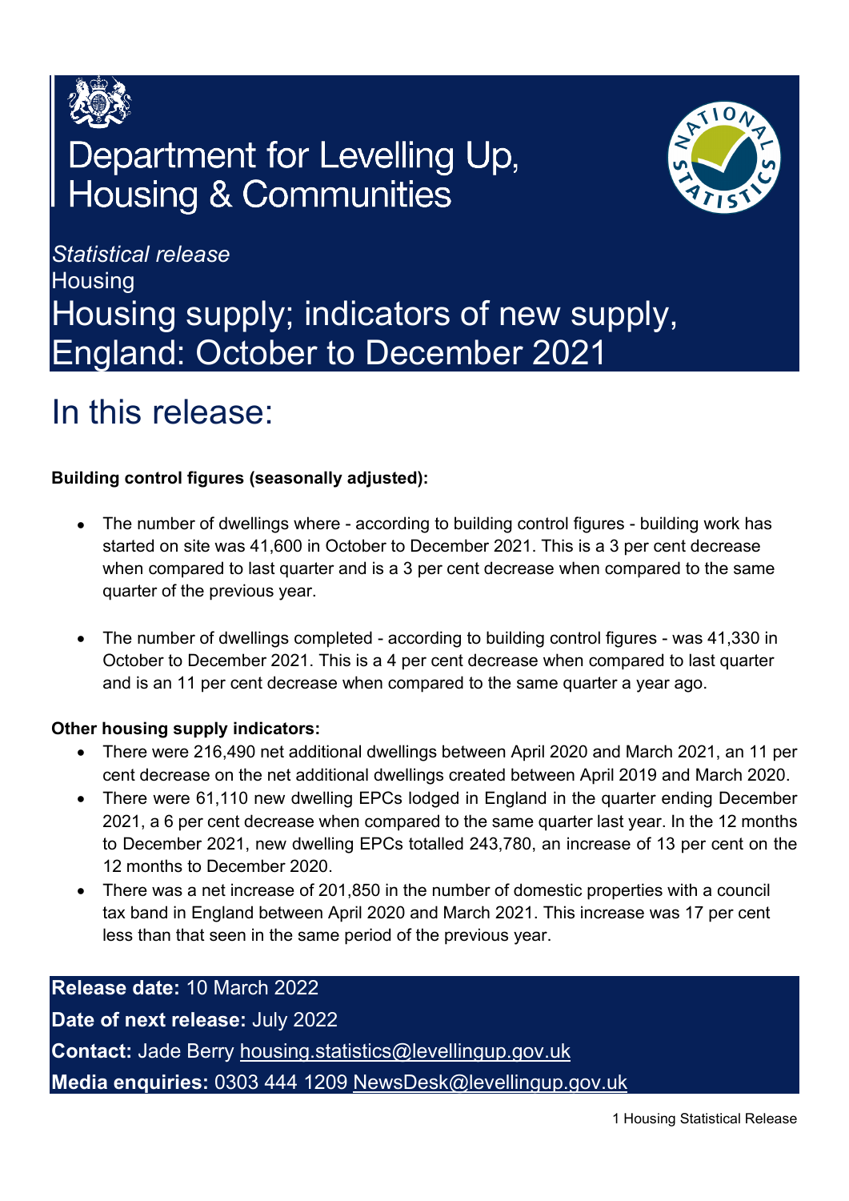Department for Levelling Up, Housing & Communities

*Statistical release*

Housing

# Housing supply; indicators of new supply, England: October to December 2021

## In this release:

**Building control figures (seasonally adjusted):**

- The number of dwellings where - according to building control figures - building work has started on site was 41,600 in October to December 2021. This is a 3 per cent decrease when compared to last quarter and is a 3 per cent decrease when compared to the same quarter of the previous year.
- The number of dwellings completed - according to building control figures - was 41,330 in October to December 2021. This is a 4 per cent decrease when compared to last quarter and is an 11 per cent decrease when compared to the same quarter a year ago.

**Other housing supply indicators:**

- There were 216,490 net additional dwellings between April 2020 and March 2021, an 11 per cent decrease on the net additional dwellings created between April 2019 and March 2020.
- There were 61,110 new dwelling EPCs lodged in England in the quarter ending December 2021, a 6 per cent decrease when compared to the same quarter last year. In the 12 months to December 2021, new dwelling EPCs totalled 243,780, an increase of 13 per cent on the 12 months to December 2020.
- There was a net increase of 201,850 in the number of domestic properties with a council tax band in England between April 2020 and March 2021. This increase was 17 per cent less than that seen in the same period of the previous year.

**Release date:** 10 March 2022

**Date of next release:** July 2022

**Contact:** Jade Berry housing.statistics@levellingup.gov.uk

**Media enquiries:** 0303 444 1209 NewsDesk@levellingup.gov.uk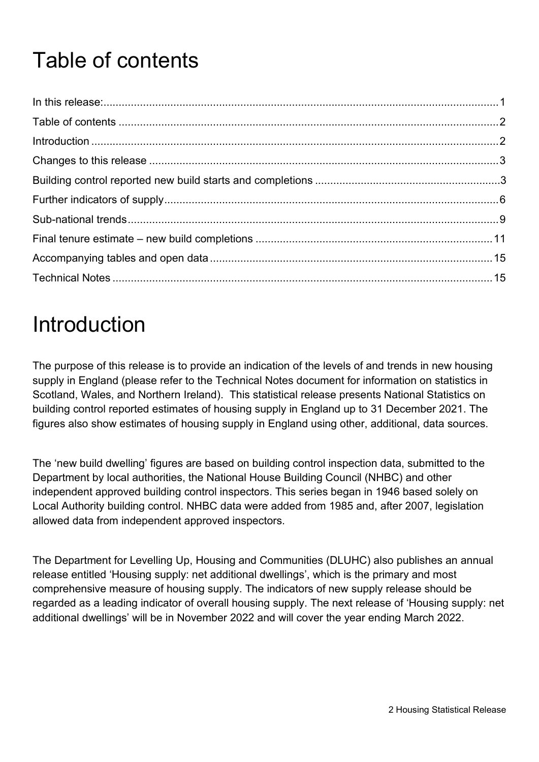# Table of contents

In this release: 1
Table of contents 2
Introduction 2
Changes to this release 3
Building control reported new build starts and completions 3
Further indicators of supply 6
Sub-national trends 9
Final tenure estimate – new build completions 11
Accompanying tables and open data 15
Technical Notes 15

# Introduction

The purpose of this release is to provide an indication of the levels of and trends in new housing supply in England (please refer to the Technical Notes document for information on statistics in Scotland, Wales, and Northern Ireland). This statistical release presents National Statistics on building control reported estimates of housing supply in England up to 31 December 2021. The figures also show estimates of housing supply in England using other, additional, data sources.

The 'new build dwelling' figures are based on building control inspection data, submitted to the Department by local authorities, the National House Building Council (NHBC) and other independent approved building control inspectors. This series began in 1946 based solely on Local Authority building control. NHBC data were added from 1985 and, after 2007, legislation allowed data from independent approved inspectors.

The Department for Levelling Up, Housing and Communities (DLUHC) also publishes an annual release entitled 'Housing supply: net additional dwellings', which is the primary and most comprehensive measure of housing supply. The indicators of new supply release should be regarded as a leading indicator of overall housing supply. The next release of 'Housing supply: net additional dwellings' will be in November 2022 and will cover the year ending March 2022.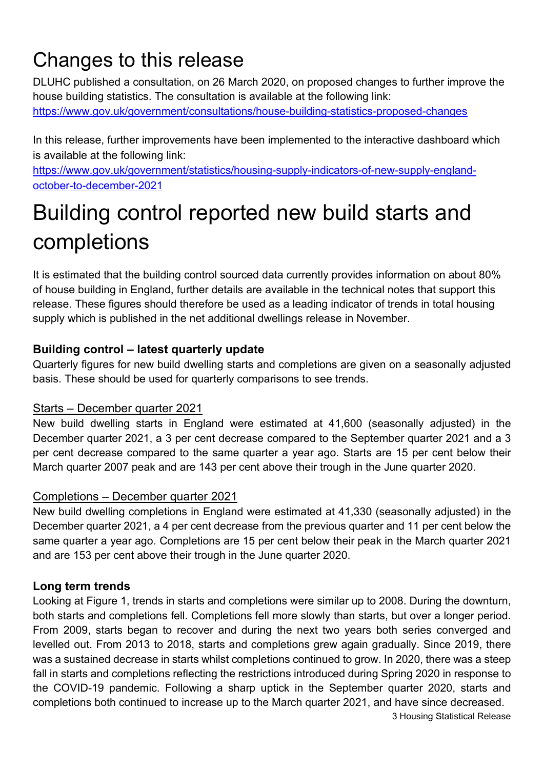# Changes to this release

DLUHC published a consultation, on 26 March 2020, on proposed changes to further improve the house building statistics. The consultation is available at the following link:
[https://www.gov.uk/government/consultations/house-building-statistics-proposed-changes](https://www.gov.uk/government/consultations/house-building-statistics-proposed-changes)

In this release, further improvements have been implemented to the interactive dashboard which is available at the following link:
[https://www.gov.uk/government/statistics/housing-supply-indicators-of-new-supply-england-october-to-december-2021](https://www.gov.uk/government/statistics/housing-supply-indicators-of-new-supply-england-october-to-december-2021)

# Building control reported new build starts and completions

It is estimated that the building control sourced data currently provides information on about 80% of house building in England, further details are available in the technical notes that support this release. These figures should therefore be used as a leading indicator of trends in total housing supply which is published in the net additional dwellings release in November.

### Building control – latest quarterly update

Quarterly figures for new build dwelling starts and completions are given on a seasonally adjusted basis. These should be used for quarterly comparisons to see trends.

#### Starts – December quarter 2021

New build dwelling starts in England were estimated at 41,600 (seasonally adjusted) in the December quarter 2021, a 3 per cent decrease compared to the September quarter 2021 and a 3 per cent decrease compared to the same quarter a year ago. Starts are 15 per cent below their March quarter 2007 peak and are 143 per cent above their trough in the June quarter 2020.

#### Completions – December quarter 2021

New build dwelling completions in England were estimated at 41,330 (seasonally adjusted) in the December quarter 2021, a 4 per cent decrease from the previous quarter and 11 per cent below the same quarter a year ago. Completions are 15 per cent below their peak in the March quarter 2021 and are 153 per cent above their trough in the June quarter 2020.

### Long term trends

Looking at Figure 1, trends in starts and completions were similar up to 2008. During the downturn, both starts and completions fell. Completions fell more slowly than starts, but over a longer period. From 2009, starts began to recover and during the next two years both series converged and levelled out. From 2013 to 2018, starts and completions grew again gradually. Since 2019, there was a sustained decrease in starts whilst completions continued to grow. In 2020, there was a steep fall in starts and completions reflecting the restrictions introduced during Spring 2020 in response to the COVID-19 pandemic. Following a sharp uptick in the September quarter 2020, starts and completions both continued to increase up to the March quarter 2021, and have since decreased.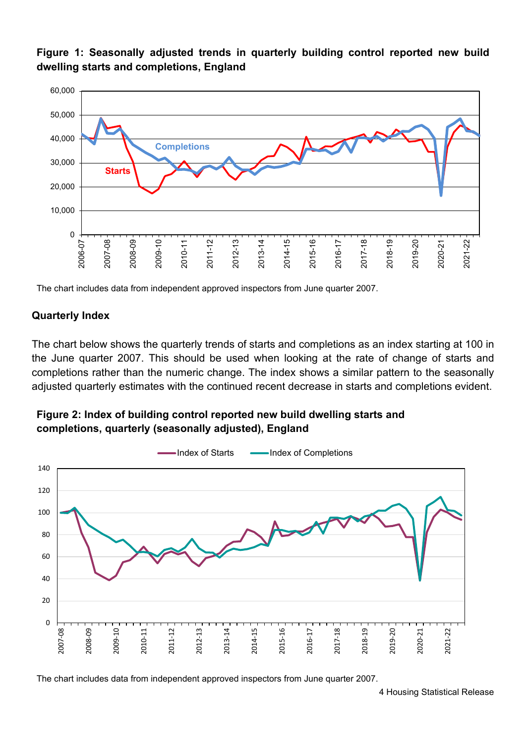**Figure 1: Seasonally adjusted trends in quarterly building control reported new build dwelling starts and completions, England**

The chart includes data from independent approved inspectors from June quarter 2007.

## Quarterly Index

The chart below shows the quarterly trends of starts and completions as an index starting at 100 in the June quarter 2007. This should be used when looking at the rate of change of starts and completions rather than the numeric change. The index shows a similar pattern to the seasonally adjusted quarterly estimates with the continued recent decrease in starts and completions evident.

**Figure 2: Index of building control reported new build dwelling starts and completions, quarterly (seasonally adjusted), England**

The chart includes data from independent approved inspectors from June quarter 2007.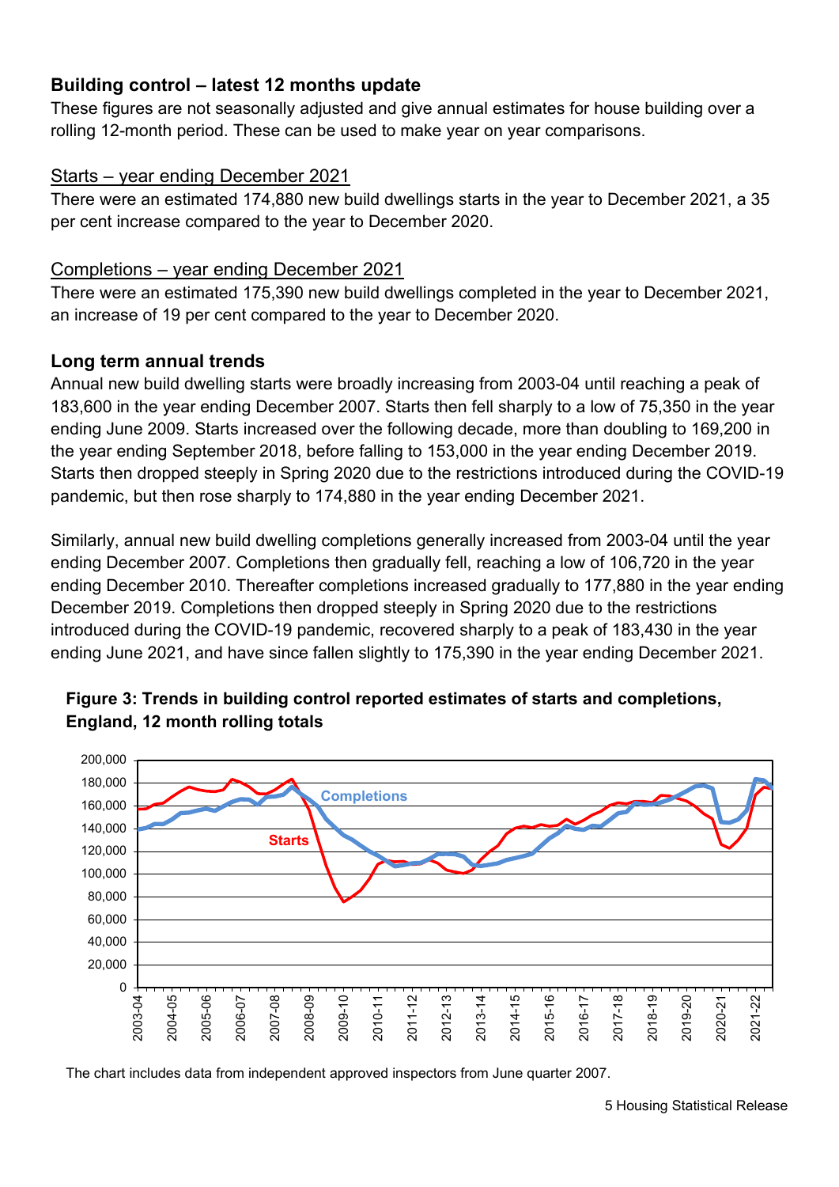## Building control – latest 12 months update

These figures are not seasonally adjusted and give annual estimates for house building over a rolling 12-month period. These can be used to make year on year comparisons.

### Starts – year ending December 2021

There were an estimated 174,880 new build dwellings starts in the year to December 2021, a 35 per cent increase compared to the year to December 2020.

### Completions – year ending December 2021

There were an estimated 175,390 new build dwellings completed in the year to December 2021, an increase of 19 per cent compared to the year to December 2020.

## Long term annual trends

Annual new build dwelling starts were broadly increasing from 2003-04 until reaching a peak of 183,600 in the year ending December 2007. Starts then fell sharply to a low of 75,350 in the year ending June 2009. Starts increased over the following decade, more than doubling to 169,200 in the year ending September 2018, before falling to 153,000 in the year ending December 2019. Starts then dropped steeply in Spring 2020 due to the restrictions introduced during the COVID-19 pandemic, but then rose sharply to 174,880 in the year ending December 2021.

Similarly, annual new build dwelling completions generally increased from 2003-04 until the year ending December 2007. Completions then gradually fell, reaching a low of 106,720 in the year ending December 2010. Thereafter completions increased gradually to 177,880 in the year ending December 2019. Completions then dropped steeply in Spring 2020 due to the restrictions introduced during the COVID-19 pandemic, recovered sharply to a peak of 183,430 in the year ending June 2021, and have since fallen slightly to 175,390 in the year ending December 2021.

**Figure 3: Trends in building control reported estimates of starts and completions, England, 12 month rolling totals**

The chart includes data from independent approved inspectors from June quarter 2007.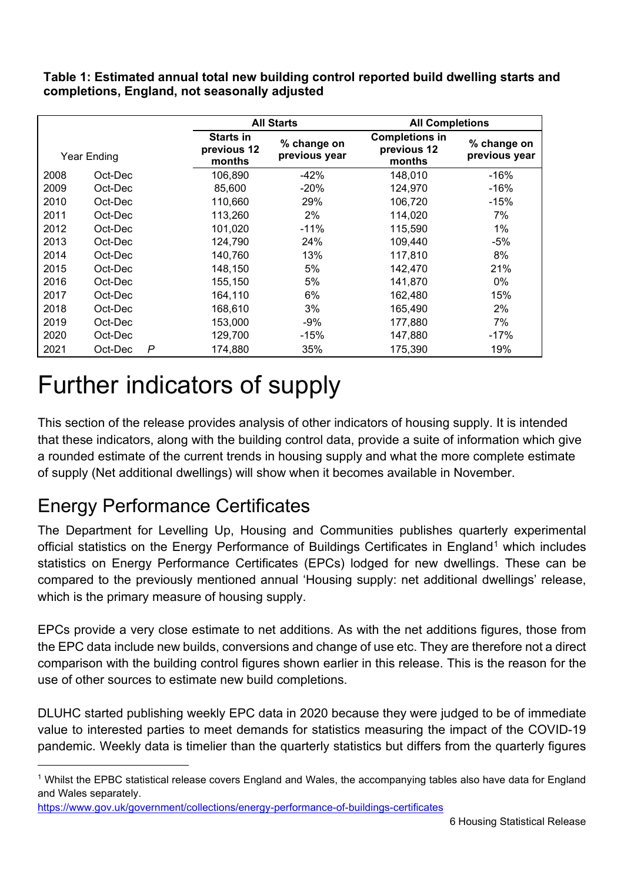**Table 1: Estimated annual total new building control reported build dwelling starts and completions, England, not seasonally adjusted**

| Year Ending | | | All Starts | | All Completions | |
|---|---|---|---|---|---|---|
| | | | Starts in previous 12 months | % change on previous year | Completions in previous 12 months | % change on previous year |
| 2008 | Oct-Dec | | 106,890 | -42% | 148,010 | -16% |
| 2009 | Oct-Dec | | 85,600 | -20% | 124,970 | -16% |
| 2010 | Oct-Dec | | 110,660 | 29% | 106,720 | -15% |
| 2011 | Oct-Dec | | 113,260 | 2% | 114,020 | 7% |
| 2012 | Oct-Dec | | 101,020 | -11% | 115,590 | 1% |
| 2013 | Oct-Dec | | 124,790 | 24% | 109,440 | -5% |
| 2014 | Oct-Dec | | 140,760 | 13% | 117,810 | 8% |
| 2015 | Oct-Dec | | 148,150 | 5% | 142,470 | 21% |
| 2016 | Oct-Dec | | 155,150 | 5% | 141,870 | 0% |
| 2017 | Oct-Dec | | 164,110 | 6% | 162,480 | 15% |
| 2018 | Oct-Dec | | 168,610 | 3% | 165,490 | 2% |
| 2019 | Oct-Dec | | 153,000 | -9% | 177,880 | 7% |
| 2020 | Oct-Dec | | 129,700 | -15% | 147,880 | -17% |
| 2021 | Oct-Dec | P | 174,880 | 35% | 175,390 | 19% |

# Further indicators of supply

This section of the release provides analysis of other indicators of housing supply. It is intended that these indicators, along with the building control data, provide a suite of information which give a rounded estimate of the current trends in housing supply and what the more complete estimate of supply (Net additional dwellings) will show when it becomes available in November.

## Energy Performance Certificates

The Department for Levelling Up, Housing and Communities publishes quarterly experimental official statistics on the Energy Performance of Buildings Certificates in England[1] which includes statistics on Energy Performance Certificates (EPCs) lodged for new dwellings. These can be compared to the previously mentioned annual 'Housing supply: net additional dwellings' release, which is the primary measure of housing supply.

EPCs provide a very close estimate to net additions. As with the net additions figures, those from the EPC data include new builds, conversions and change of use etc. They are therefore not a direct comparison with the building control figures shown earlier in this release. This is the reason for the use of other sources to estimate new build completions.

DLUHC started publishing weekly EPC data in 2020 because they were judged to be of immediate value to interested parties to meet demands for statistics measuring the impact of the COVID-19 pandemic. Weekly data is timelier than the quarterly statistics but differs from the quarterly figures

[1] Whilst the EPBC statistical release covers England and Wales, the accompanying tables also have data for England and Wales separately.
https://www.gov.uk/government/collections/energy-performance-of-buildings-certificates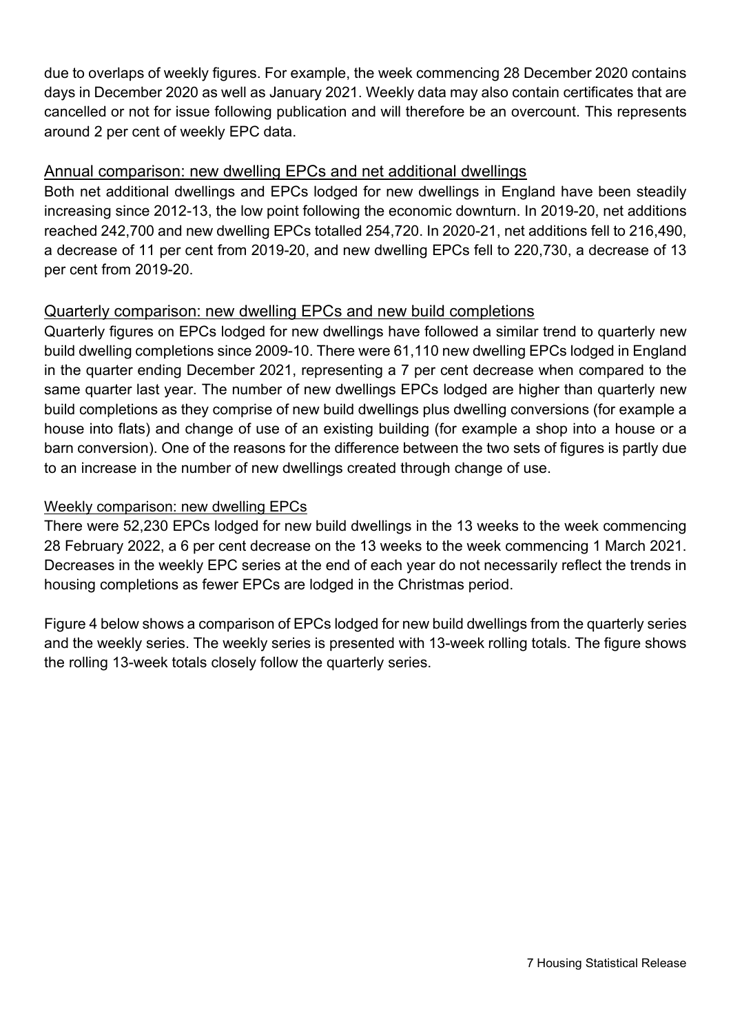due to overlaps of weekly figures. For example, the week commencing 28 December 2020 contains days in December 2020 as well as January 2021. Weekly data may also contain certificates that are cancelled or not for issue following publication and will therefore be an overcount. This represents around 2 per cent of weekly EPC data.

## Annual comparison: new dwelling EPCs and net additional dwellings

Both net additional dwellings and EPCs lodged for new dwellings in England have been steadily increasing since 2012-13, the low point following the economic downturn. In 2019-20, net additions reached 242,700 and new dwelling EPCs totalled 254,720. In 2020-21, net additions fell to 216,490, a decrease of 11 per cent from 2019-20, and new dwelling EPCs fell to 220,730, a decrease of 13 per cent from 2019-20.

## Quarterly comparison: new dwelling EPCs and new build completions

Quarterly figures on EPCs lodged for new dwellings have followed a similar trend to quarterly new build dwelling completions since 2009-10. There were 61,110 new dwelling EPCs lodged in England in the quarter ending December 2021, representing a 7 per cent decrease when compared to the same quarter last year. The number of new dwellings EPCs lodged are higher than quarterly new build completions as they comprise of new build dwellings plus dwelling conversions (for example a house into flats) and change of use of an existing building (for example a shop into a house or a barn conversion). One of the reasons for the difference between the two sets of figures is partly due to an increase in the number of new dwellings created through change of use.

## Weekly comparison: new dwelling EPCs

There were 52,230 EPCs lodged for new build dwellings in the 13 weeks to the week commencing 28 February 2022, a 6 per cent decrease on the 13 weeks to the week commencing 1 March 2021. Decreases in the weekly EPC series at the end of each year do not necessarily reflect the trends in housing completions as fewer EPCs are lodged in the Christmas period.

Figure 4 below shows a comparison of EPCs lodged for new build dwellings from the quarterly series and the weekly series. The weekly series is presented with 13-week rolling totals. The figure shows the rolling 13-week totals closely follow the quarterly series.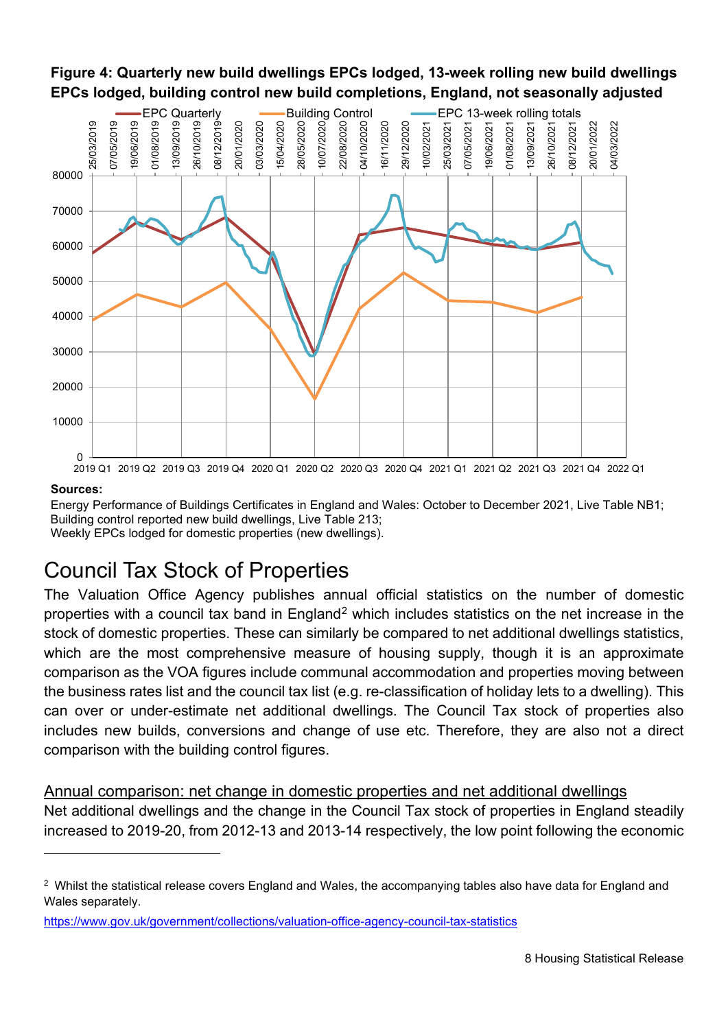**Figure 4: Quarterly new build dwellings EPCs lodged, 13-week rolling new build dwellings EPCs lodged, building control new build completions, England, not seasonally adjusted**

**Sources:**

Energy Performance of Buildings Certificates in England and Wales: October to December 2021, Live Table NB1;
Building control reported new build dwellings, Live Table 213;
Weekly EPCs lodged for domestic properties (new dwellings).

# Council Tax Stock of Properties

The Valuation Office Agency publishes annual official statistics on the number of domestic properties with a council tax band in England[2] which includes statistics on the net increase in the stock of domestic properties. These can similarly be compared to net additional dwellings statistics, which are the most comprehensive measure of housing supply, though it is an approximate comparison as the VOA figures include communal accommodation and properties moving between the business rates list and the council tax list (e.g. re-classification of holiday lets to a dwelling). This can over or under-estimate net additional dwellings. The Council Tax stock of properties also includes new builds, conversions and change of use etc. Therefore, they are also not a direct comparison with the building control figures.

## Annual comparison: net change in domestic properties and net additional dwellings

Net additional dwellings and the change in the Council Tax stock of properties in England steadily increased to 2019-20, from 2012-13 and 2013-14 respectively, the low point following the economic

---

[2] Whilst the statistical release covers England and Wales, the accompanying tables also have data for England and Wales separately.

https://www.gov.uk/government/collections/valuation-office-agency-council-tax-statistics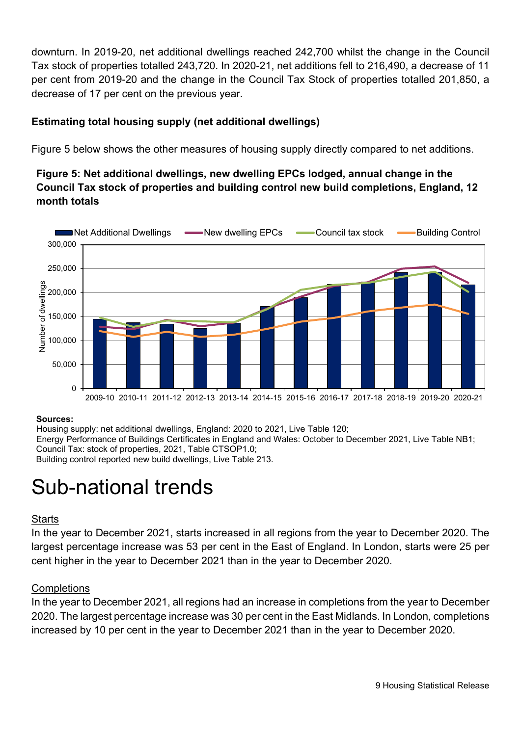downturn. In 2019-20, net additional dwellings reached 242,700 whilst the change in the Council Tax stock of properties totalled 243,720. In 2020-21, net additions fell to 216,490, a decrease of 11 per cent from 2019-20 and the change in the Council Tax Stock of properties totalled 201,850, a decrease of 17 per cent on the previous year.

**Estimating total housing supply (net additional dwellings)**

Figure 5 below shows the other measures of housing supply directly compared to net additions.

**Figure 5: Net additional dwellings, new dwelling EPCs lodged, annual change in the Council Tax stock of properties and building control new build completions, England, 12 month totals**

**Sources:**
Housing supply: net additional dwellings, England: 2020 to 2021, Live Table 120;
Energy Performance of Buildings Certificates in England and Wales: October to December 2021, Live Table NB1;
Council Tax: stock of properties, 2021, Table CTSOP1.0;
Building control reported new build dwellings, Live Table 213.

# Sub-national trends

Starts

In the year to December 2021, starts increased in all regions from the year to December 2020. The largest percentage increase was 53 per cent in the East of England. In London, starts were 25 per cent higher in the year to December 2021 than in the year to December 2020.

Completions

In the year to December 2021, all regions had an increase in completions from the year to December 2020. The largest percentage increase was 30 per cent in the East Midlands. In London, completions increased by 10 per cent in the year to December 2021 than in the year to December 2020.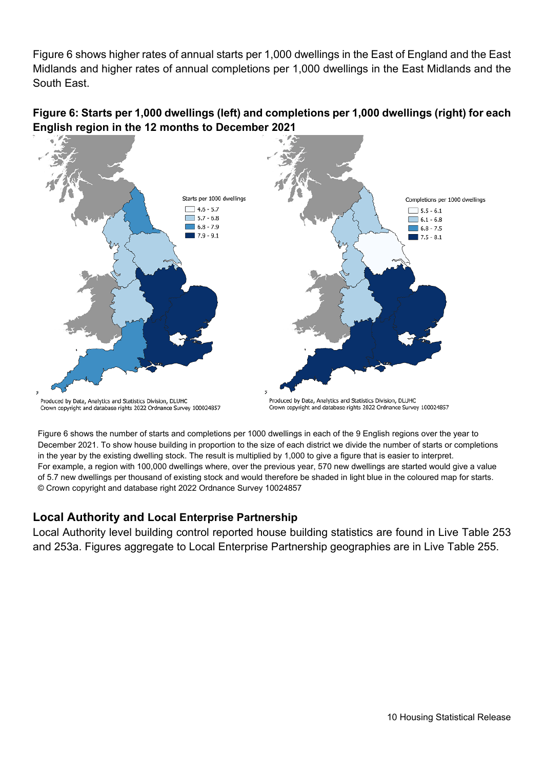Figure 6 shows higher rates of annual starts per 1,000 dwellings in the East of England and the East Midlands and higher rates of annual completions per 1,000 dwellings in the East Midlands and the South East.

**Figure 6: Starts per 1,000 dwellings (left) and completions per 1,000 dwellings (right) for each English region in the 12 months to December 2021**

Starts per 1000 dwellings: 4.6 - 5.7; 5.7 - 6.8; 6.8 - 7.9; 7.9 - 9.1

Completions per 1000 dwellings: 5.5 - 6.1; 6.1 - 6.8; 6.8 - 7.5; 7.5 - 8.1

Produced by Data, Analytics and Statistics Division, DLUHC
Crown copyright and database rights 2022 Ordnance Survey 100024857

Figure 6 shows the number of starts and completions per 1000 dwellings in each of the 9 English regions over the year to December 2021. To show house building in proportion to the size of each district we divide the number of starts or completions in the year by the existing dwelling stock. The result is multiplied by 1,000 to give a figure that is easier to interpret. For example, a region with 100,000 dwellings where, over the previous year, 570 new dwellings are started would give a value of 5.7 new dwellings per thousand of existing stock and would therefore be shaded in light blue in the coloured map for starts.
© Crown copyright and database right 2022 Ordnance Survey 10024857

## Local Authority and Local Enterprise Partnership

Local Authority level building control reported house building statistics are found in Live Table 253 and 253a. Figures aggregate to Local Enterprise Partnership geographies are in Live Table 255.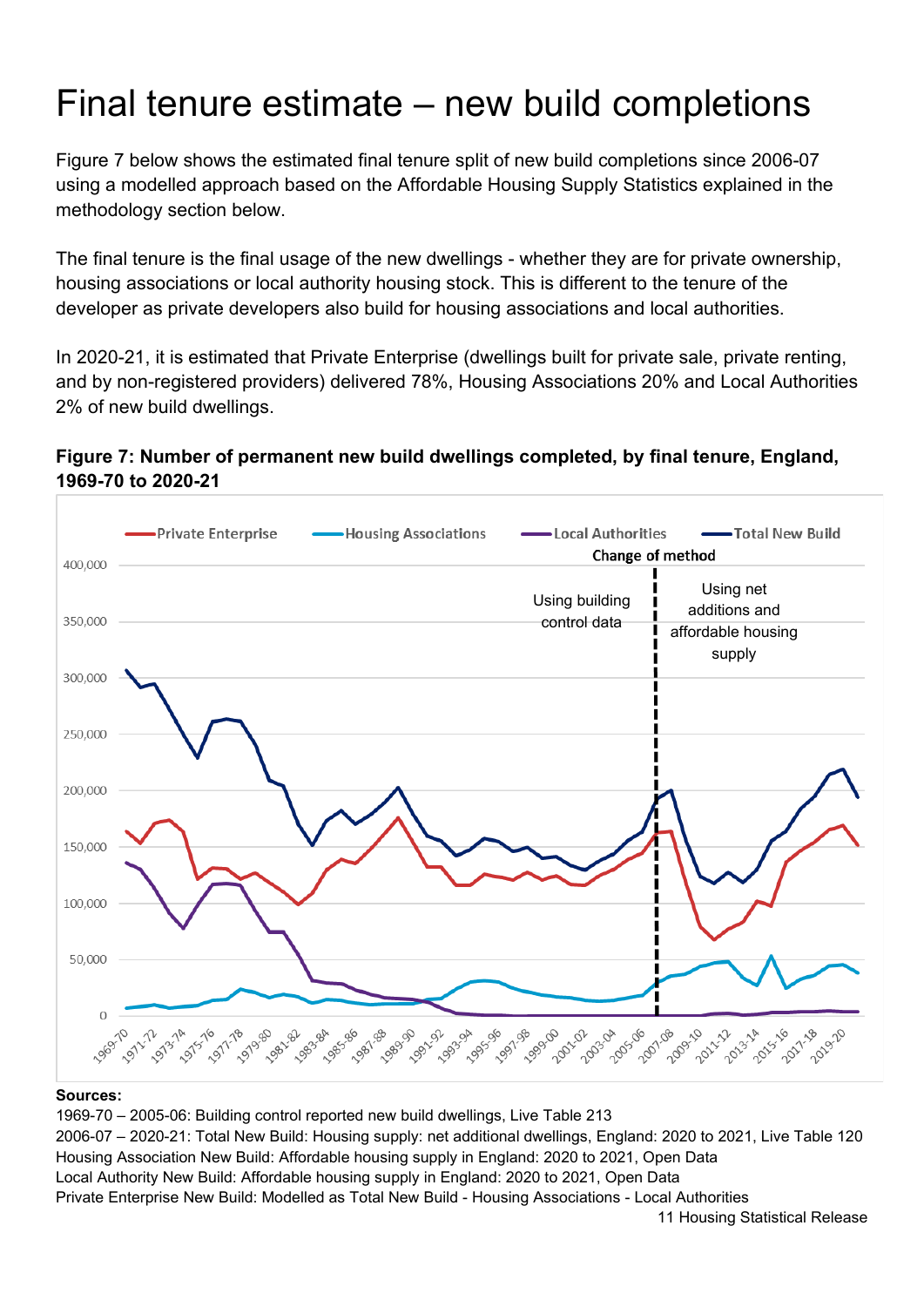# Final tenure estimate – new build completions

Figure 7 below shows the estimated final tenure split of new build completions since 2006-07 using a modelled approach based on the Affordable Housing Supply Statistics explained in the methodology section below.

The final tenure is the final usage of the new dwellings - whether they are for private ownership, housing associations or local authority housing stock. This is different to the tenure of the developer as private developers also build for housing associations and local authorities.

In 2020-21, it is estimated that Private Enterprise (dwellings built for private sale, private renting, and by non-registered providers) delivered 78%, Housing Associations 20% and Local Authorities 2% of new build dwellings.

**Figure 7: Number of permanent new build dwellings completed, by final tenure, England, 1969-70 to 2020-21**

**Sources:**

1969-70 – 2005-06: Building control reported new build dwellings, Live Table 213

2006-07 – 2020-21: Total New Build: Housing supply: net additional dwellings, England: 2020 to 2021, Live Table 120

Housing Association New Build: Affordable housing supply in England: 2020 to 2021, Open Data

Local Authority New Build: Affordable housing supply in England: 2020 to 2021, Open Data

Private Enterprise New Build: Modelled as Total New Build - Housing Associations - Local Authorities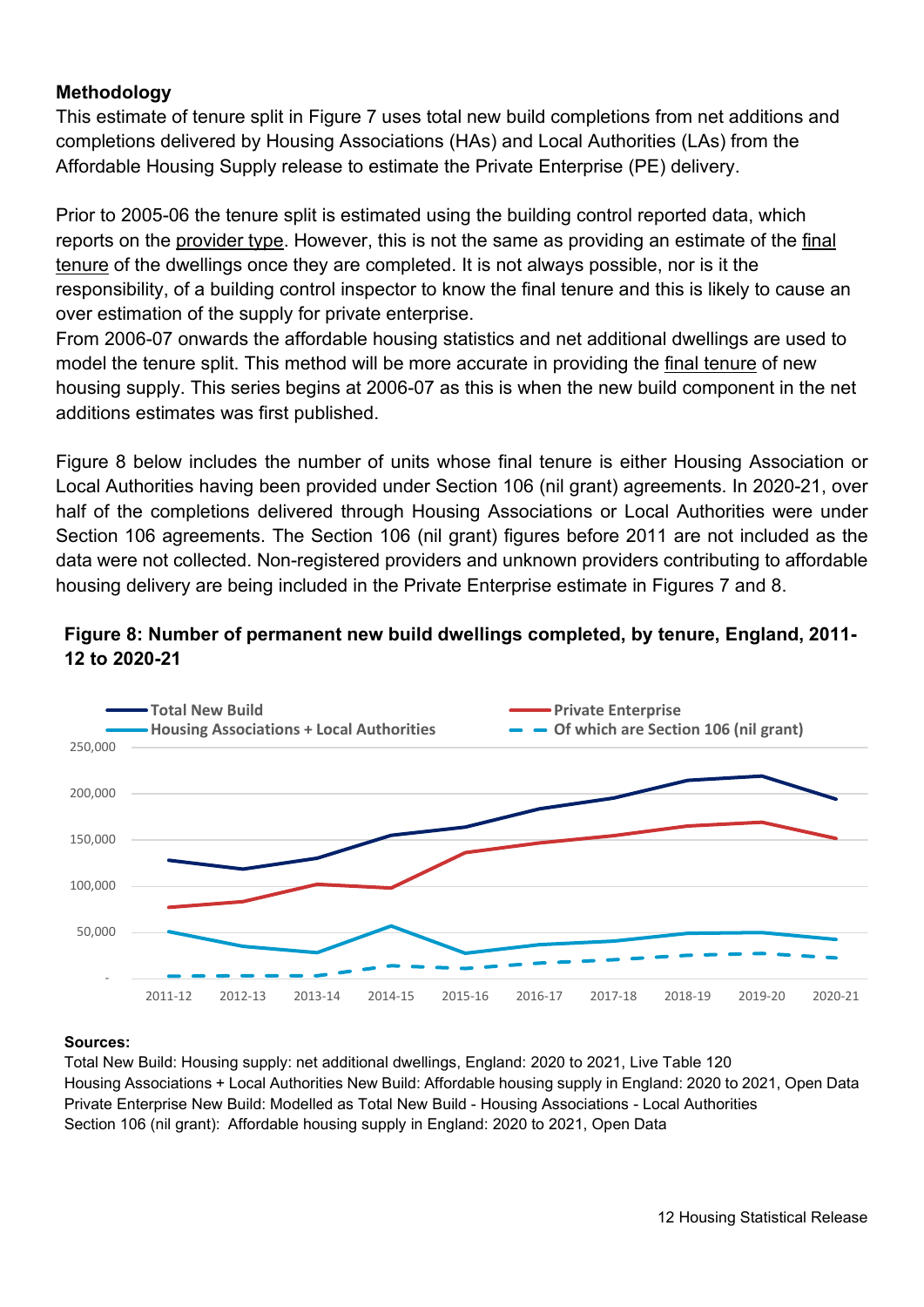**Methodology**

This estimate of tenure split in Figure 7 uses total new build completions from net additions and completions delivered by Housing Associations (HAs) and Local Authorities (LAs) from the Affordable Housing Supply release to estimate the Private Enterprise (PE) delivery.

Prior to 2005-06 the tenure split is estimated using the building control reported data, which reports on the provider type. However, this is not the same as providing an estimate of the final tenure of the dwellings once they are completed. It is not always possible, nor is it the responsibility, of a building control inspector to know the final tenure and this is likely to cause an over estimation of the supply for private enterprise.

From 2006-07 onwards the affordable housing statistics and net additional dwellings are used to model the tenure split. This method will be more accurate in providing the final tenure of new housing supply. This series begins at 2006-07 as this is when the new build component in the net additions estimates was first published.

Figure 8 below includes the number of units whose final tenure is either Housing Association or Local Authorities having been provided under Section 106 (nil grant) agreements. In 2020-21, over half of the completions delivered through Housing Associations or Local Authorities were under Section 106 agreements. The Section 106 (nil grant) figures before 2011 are not included as the data were not collected. Non-registered providers and unknown providers contributing to affordable housing delivery are being included in the Private Enterprise estimate in Figures 7 and 8.

**Figure 8: Number of permanent new build dwellings completed, by tenure, England, 2011-12 to 2020-21**

**Sources:**

Total New Build: Housing supply: net additional dwellings, England: 2020 to 2021, Live Table 120

Housing Associations + Local Authorities New Build: Affordable housing supply in England: 2020 to 2021, Open Data

Private Enterprise New Build: Modelled as Total New Build - Housing Associations - Local Authorities

Section 106 (nil grant): Affordable housing supply in England: 2020 to 2021, Open Data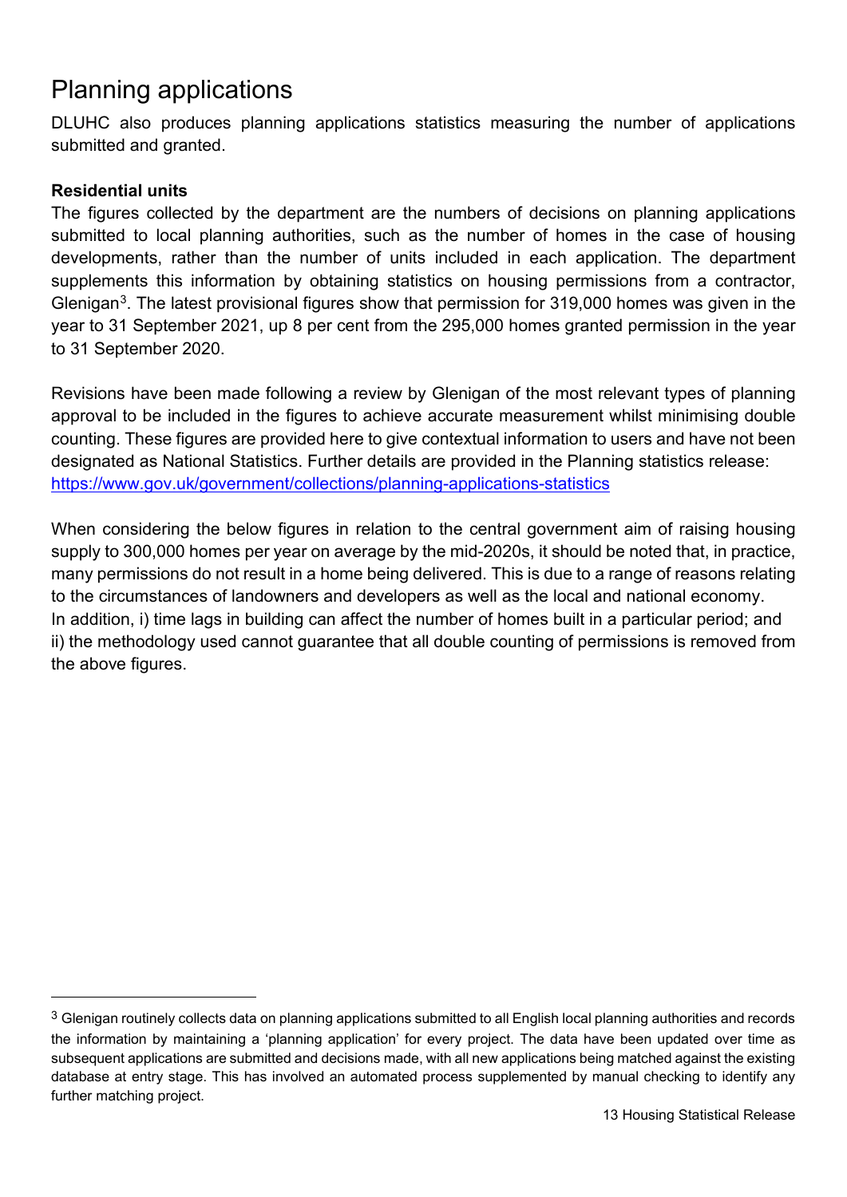# Planning applications

DLUHC also produces planning applications statistics measuring the number of applications submitted and granted.

**Residential units**

The figures collected by the department are the numbers of decisions on planning applications submitted to local planning authorities, such as the number of homes in the case of housing developments, rather than the number of units included in each application. The department supplements this information by obtaining statistics on housing permissions from a contractor, Glenigan[3]. The latest provisional figures show that permission for 319,000 homes was given in the year to 31 September 2021, up 8 per cent from the 295,000 homes granted permission in the year to 31 September 2020.

Revisions have been made following a review by Glenigan of the most relevant types of planning approval to be included in the figures to achieve accurate measurement whilst minimising double counting. These figures are provided here to give contextual information to users and have not been designated as National Statistics. Further details are provided in the Planning statistics release: [https://www.gov.uk/government/collections/planning-applications-statistics](https://www.gov.uk/government/collections/planning-applications-statistics)

When considering the below figures in relation to the central government aim of raising housing supply to 300,000 homes per year on average by the mid-2020s, it should be noted that, in practice, many permissions do not result in a home being delivered. This is due to a range of reasons relating to the circumstances of landowners and developers as well as the local and national economy. In addition, i) time lags in building can affect the number of homes built in a particular period; and ii) the methodology used cannot guarantee that all double counting of permissions is removed from the above figures.

---

[3] Glenigan routinely collects data on planning applications submitted to all English local planning authorities and records the information by maintaining a 'planning application' for every project. The data have been updated over time as subsequent applications are submitted and decisions made, with all new applications being matched against the existing database at entry stage. This has involved an automated process supplemented by manual checking to identify any further matching project.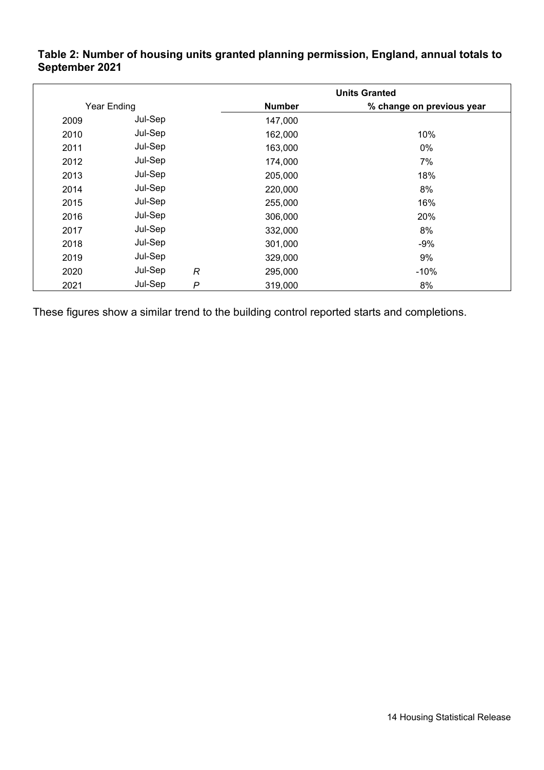**Table 2: Number of housing units granted planning permission, England, annual totals to September 2021**

| Year Ending | | | Units Granted | |
|---|---|---|---|---|
| | | | **Number** | **% change on previous year** |
| 2009 | Jul-Sep | | 147,000 | |
| 2010 | Jul-Sep | | 162,000 | 10% |
| 2011 | Jul-Sep | | 163,000 | 0% |
| 2012 | Jul-Sep | | 174,000 | 7% |
| 2013 | Jul-Sep | | 205,000 | 18% |
| 2014 | Jul-Sep | | 220,000 | 8% |
| 2015 | Jul-Sep | | 255,000 | 16% |
| 2016 | Jul-Sep | | 306,000 | 20% |
| 2017 | Jul-Sep | | 332,000 | 8% |
| 2018 | Jul-Sep | | 301,000 | -9% |
| 2019 | Jul-Sep | | 329,000 | 9% |
| 2020 | Jul-Sep | *R* | 295,000 | -10% |
| 2021 | Jul-Sep | *P* | 319,000 | 8% |

These figures show a similar trend to the building control reported starts and completions.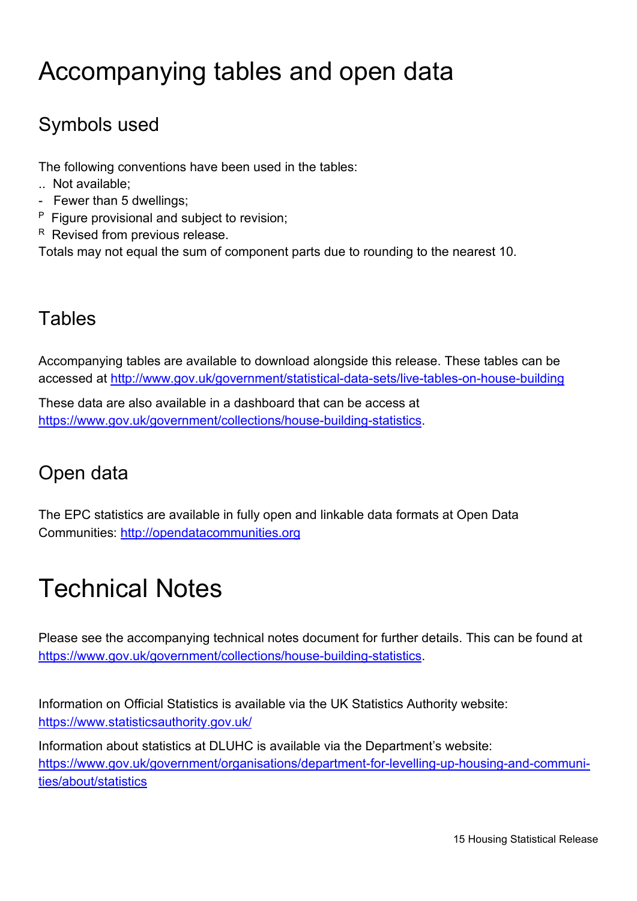# Accompanying tables and open data

## Symbols used

The following conventions have been used in the tables:

.. Not available;

- Fewer than 5 dwellings;

P Figure provisional and subject to revision;

R Revised from previous release.

Totals may not equal the sum of component parts due to rounding to the nearest 10.

## Tables

Accompanying tables are available to download alongside this release. These tables can be accessed at [http://www.gov.uk/government/statistical-data-sets/live-tables-on-house-building](http://www.gov.uk/government/statistical-data-sets/live-tables-on-house-building)

These data are also available in a dashboard that can be access at [https://www.gov.uk/government/collections/house-building-statistics](https://www.gov.uk/government/collections/house-building-statistics).

## Open data

The EPC statistics are available in fully open and linkable data formats at Open Data Communities: [http://opendatacommunities.org](http://opendatacommunities.org)

# Technical Notes

Please see the accompanying technical notes document for further details. This can be found at [https://www.gov.uk/government/collections/house-building-statistics](https://www.gov.uk/government/collections/house-building-statistics).

Information on Official Statistics is available via the UK Statistics Authority website: [https://www.statisticsauthority.gov.uk/](https://www.statisticsauthority.gov.uk/)

Information about statistics at DLUHC is available via the Department's website: [https://www.gov.uk/government/organisations/department-for-levelling-up-housing-and-communities/about/statistics](https://www.gov.uk/government/organisations/department-for-levelling-up-housing-and-communities/about/statistics)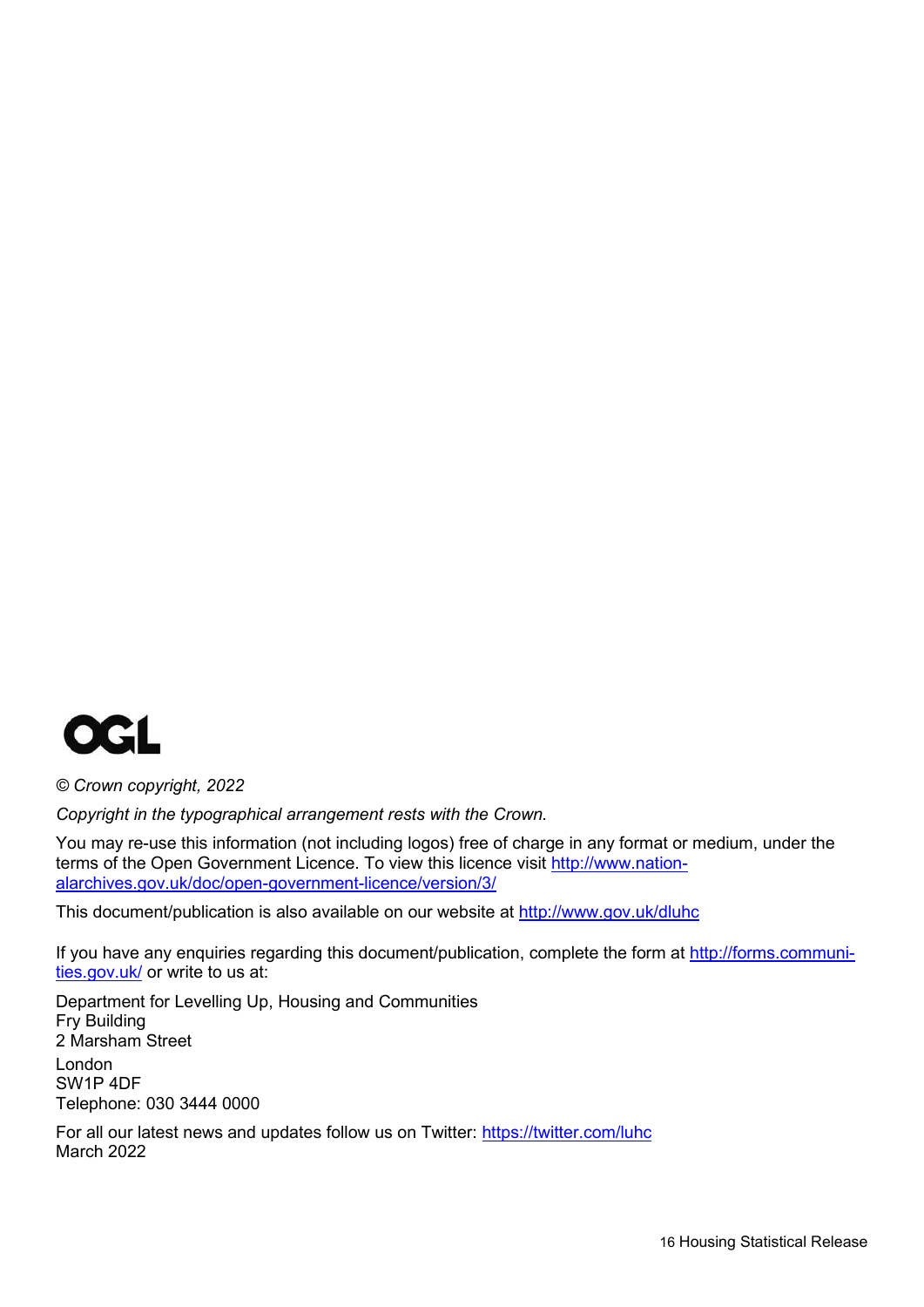OGL

*© Crown copyright, 2022*

*Copyright in the typographical arrangement rests with the Crown.*

You may re-use this information (not including logos) free of charge in any format or medium, under the terms of the Open Government Licence. To view this licence visit http://www.nationalarchives.gov.uk/doc/open-government-licence/version/3/

This document/publication is also available on our website at http://www.gov.uk/dluhc

If you have any enquiries regarding this document/publication, complete the form at http://forms.communities.gov.uk/ or write to us at:

Department for Levelling Up, Housing and Communities
Fry Building
2 Marsham Street
London
SW1P 4DF
Telephone: 030 3444 0000

For all our latest news and updates follow us on Twitter: https://twitter.com/luhc
March 2022